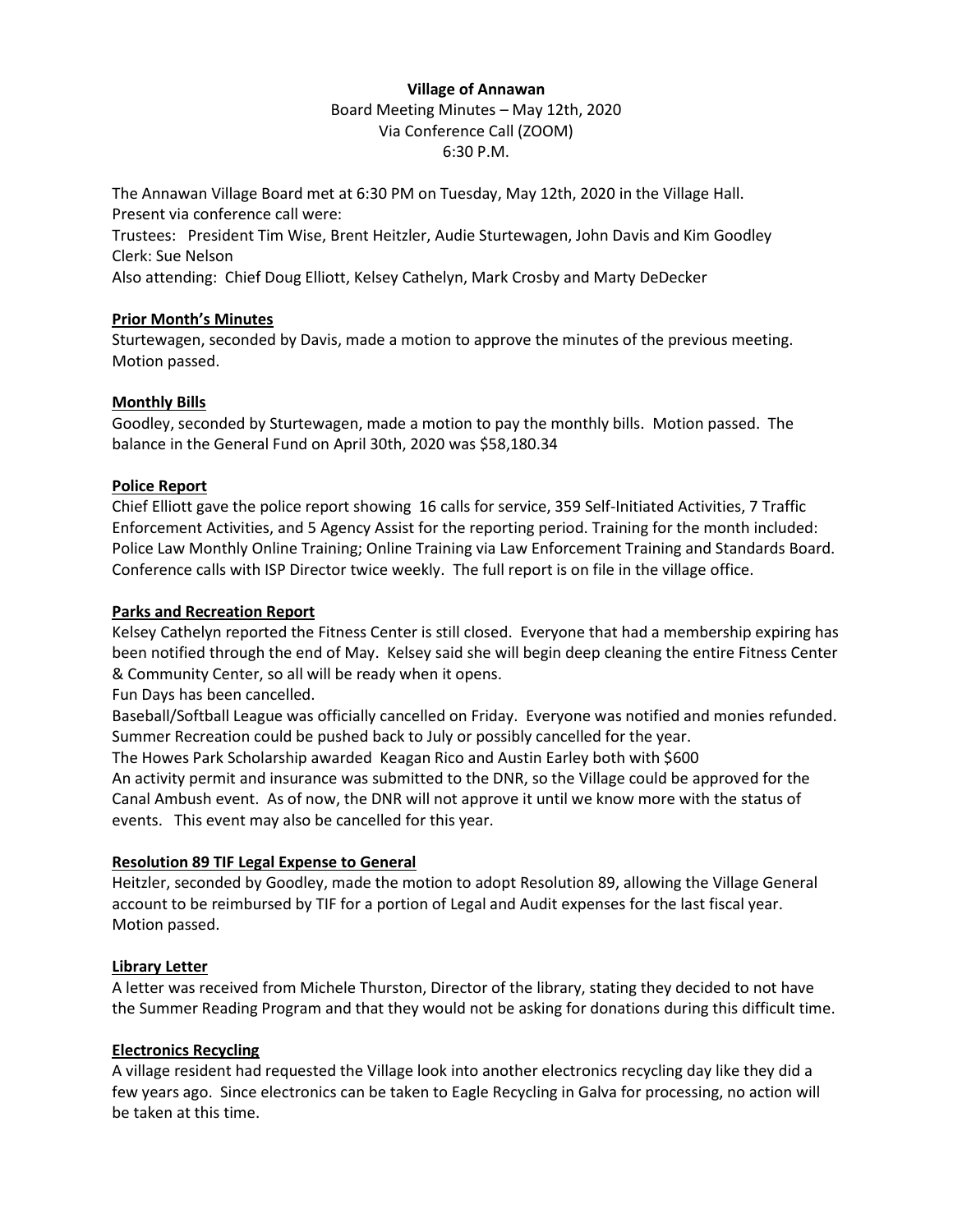**Village of Annawan**

Board Meeting Minutes – May 12th, 2020

Via Conference Call (ZOOM)

6:30 P.M.

The Annawan Village Board met at 6:30 PM on Tuesday, May 12th, 2020 in the Village Hall.
Present via conference call were:
Trustees: President Tim Wise, Brent Heitzler, Audie Sturtewagen, John Davis and Kim Goodley
Clerk: Sue Nelson
Also attending: Chief Doug Elliott, Kelsey Cathelyn, Mark Crosby and Marty DeDecker

**Prior Month's Minutes**

Sturtewagen, seconded by Davis, made a motion to approve the minutes of the previous meeting. Motion passed.

**Monthly Bills**

Goodley, seconded by Sturtewagen, made a motion to pay the monthly bills. Motion passed. The balance in the General Fund on April 30th, 2020 was $58,180.34

**Police Report**

Chief Elliott gave the police report showing 16 calls for service, 359 Self-Initiated Activities, 7 Traffic Enforcement Activities, and 5 Agency Assist for the reporting period. Training for the month included: Police Law Monthly Online Training; Online Training via Law Enforcement Training and Standards Board. Conference calls with ISP Director twice weekly. The full report is on file in the village office.

**Parks and Recreation Report**

Kelsey Cathelyn reported the Fitness Center is still closed. Everyone that had a membership expiring has been notified through the end of May. Kelsey said she will begin deep cleaning the entire Fitness Center & Community Center, so all will be ready when it opens.
Fun Days has been cancelled.
Baseball/Softball League was officially cancelled on Friday. Everyone was notified and monies refunded.
Summer Recreation could be pushed back to July or possibly cancelled for the year.
The Howes Park Scholarship awarded Keagan Rico and Austin Earley both with $600
An activity permit and insurance was submitted to the DNR, so the Village could be approved for the Canal Ambush event. As of now, the DNR will not approve it until we know more with the status of events. This event may also be cancelled for this year.

**Resolution 89 TIF Legal Expense to General**

Heitzler, seconded by Goodley, made the motion to adopt Resolution 89, allowing the Village General account to be reimbursed by TIF for a portion of Legal and Audit expenses for the last fiscal year. Motion passed.

**Library Letter**

A letter was received from Michele Thurston, Director of the library, stating they decided to not have the Summer Reading Program and that they would not be asking for donations during this difficult time.

**Electronics Recycling**

A village resident had requested the Village look into another electronics recycling day like they did a few years ago. Since electronics can be taken to Eagle Recycling in Galva for processing, no action will be taken at this time.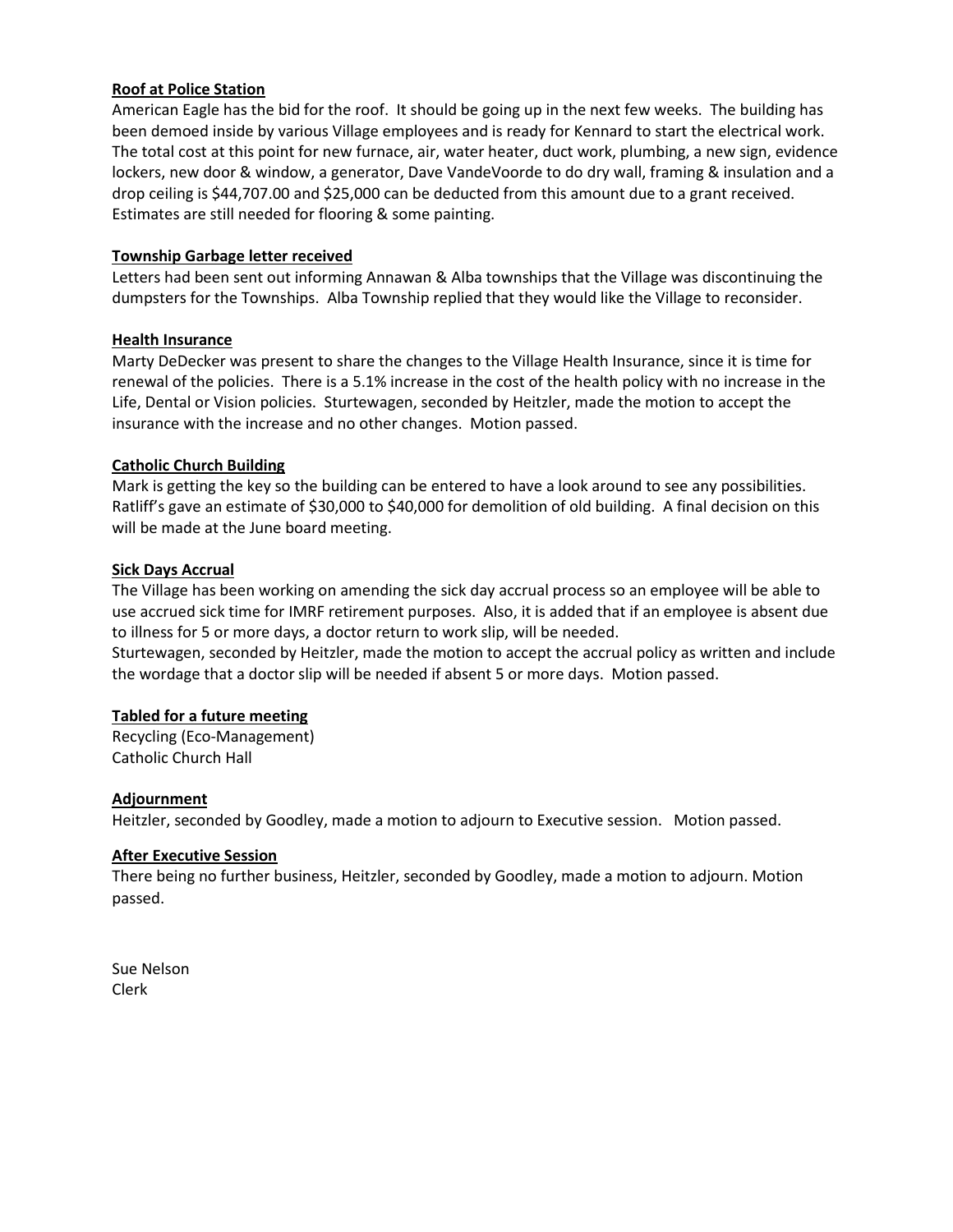**Roof at Police Station**

American Eagle has the bid for the roof. It should be going up in the next few weeks. The building has been demoed inside by various Village employees and is ready for Kennard to start the electrical work. The total cost at this point for new furnace, air, water heater, duct work, plumbing, a new sign, evidence lockers, new door & window, a generator, Dave VandeVoorde to do dry wall, framing & insulation and a drop ceiling is $44,707.00 and $25,000 can be deducted from this amount due to a grant received. Estimates are still needed for flooring & some painting.

**Township Garbage letter received**

Letters had been sent out informing Annawan & Alba townships that the Village was discontinuing the dumpsters for the Townships. Alba Township replied that they would like the Village to reconsider.

**Health Insurance**

Marty DeDecker was present to share the changes to the Village Health Insurance, since it is time for renewal of the policies. There is a 5.1% increase in the cost of the health policy with no increase in the Life, Dental or Vision policies. Sturtewagen, seconded by Heitzler, made the motion to accept the insurance with the increase and no other changes. Motion passed.

**Catholic Church Building**

Mark is getting the key so the building can be entered to have a look around to see any possibilities. Ratliff's gave an estimate of $30,000 to $40,000 for demolition of old building. A final decision on this will be made at the June board meeting.

**Sick Days Accrual**

The Village has been working on amending the sick day accrual process so an employee will be able to use accrued sick time for IMRF retirement purposes. Also, it is added that if an employee is absent due to illness for 5 or more days, a doctor return to work slip, will be needed.
Sturtewagen, seconded by Heitzler, made the motion to accept the accrual policy as written and include the wordage that a doctor slip will be needed if absent 5 or more days. Motion passed.

**Tabled for a future meeting**

Recycling (Eco-Management)
Catholic Church Hall

**Adjournment**

Heitzler, seconded by Goodley, made a motion to adjourn to Executive session. Motion passed.

**After Executive Session**

There being no further business, Heitzler, seconded by Goodley, made a motion to adjourn. Motion passed.

Sue Nelson
Clerk